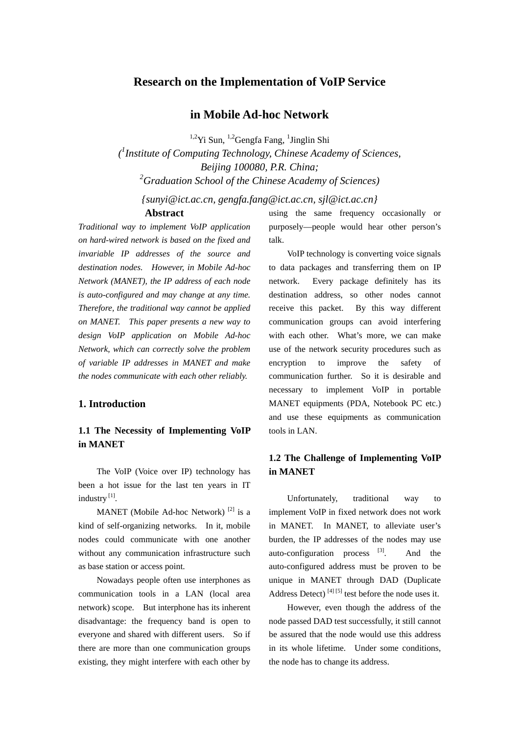# Research on the Implementation of VoIP Service in Mobile Ad-hoc Network

[1,2]Yi Sun, [1,2]Gengfa Fang, [1]Jinglin Shi

*([1]Institute of Computing Technology, Chinese Academy of Sciences, Beijing 100080, P.R. China;*
*[2]Graduation School of the Chinese Academy of Sciences)*

*{sunyi@ict.ac.cn, gengfa.fang@ict.ac.cn, sjl@ict.ac.cn}*

## Abstract

*Traditional way to implement VoIP application on hard-wired network is based on the fixed and invariable IP addresses of the source and destination nodes. However, in Mobile Ad-hoc Network (MANET), the IP address of each node is auto-configured and may change at any time. Therefore, the traditional way cannot be applied on MANET. This paper presents a new way to design VoIP application on Mobile Ad-hoc Network, which can correctly solve the problem of variable IP addresses in MANET and make the nodes communicate with each other reliably.*

## 1. Introduction

### 1.1 The Necessity of Implementing VoIP in MANET

The VoIP (Voice over IP) technology has been a hot issue for the last ten years in IT industry [1].

MANET (Mobile Ad-hoc Network) [2] is a kind of self-organizing networks. In it, mobile nodes could communicate with one another without any communication infrastructure such as base station or access point.

Nowadays people often use interphones as communication tools in a LAN (local area network) scope. But interphone has its inherent disadvantage: the frequency band is open to everyone and shared with different users. So if there are more than one communication groups existing, they might interfere with each other by using the same frequency occasionally or purposely—people would hear other person's talk.

VoIP technology is converting voice signals to data packages and transferring them on IP network. Every package definitely has its destination address, so other nodes cannot receive this packet. By this way different communication groups can avoid interfering with each other. What's more, we can make use of the network security procedures such as encryption to improve the safety of communication further. So it is desirable and necessary to implement VoIP in portable MANET equipments (PDA, Notebook PC etc.) and use these equipments as communication tools in LAN.

### 1.2 The Challenge of Implementing VoIP in MANET

Unfortunately, traditional way to implement VoIP in fixed network does not work in MANET. In MANET, to alleviate user's burden, the IP addresses of the nodes may use auto-configuration process [3]. And the auto-configured address must be proven to be unique in MANET through DAD (Duplicate Address Detect) [4] [5] test before the node uses it.

However, even though the address of the node passed DAD test successfully, it still cannot be assured that the node would use this address in its whole lifetime. Under some conditions, the node has to change its address.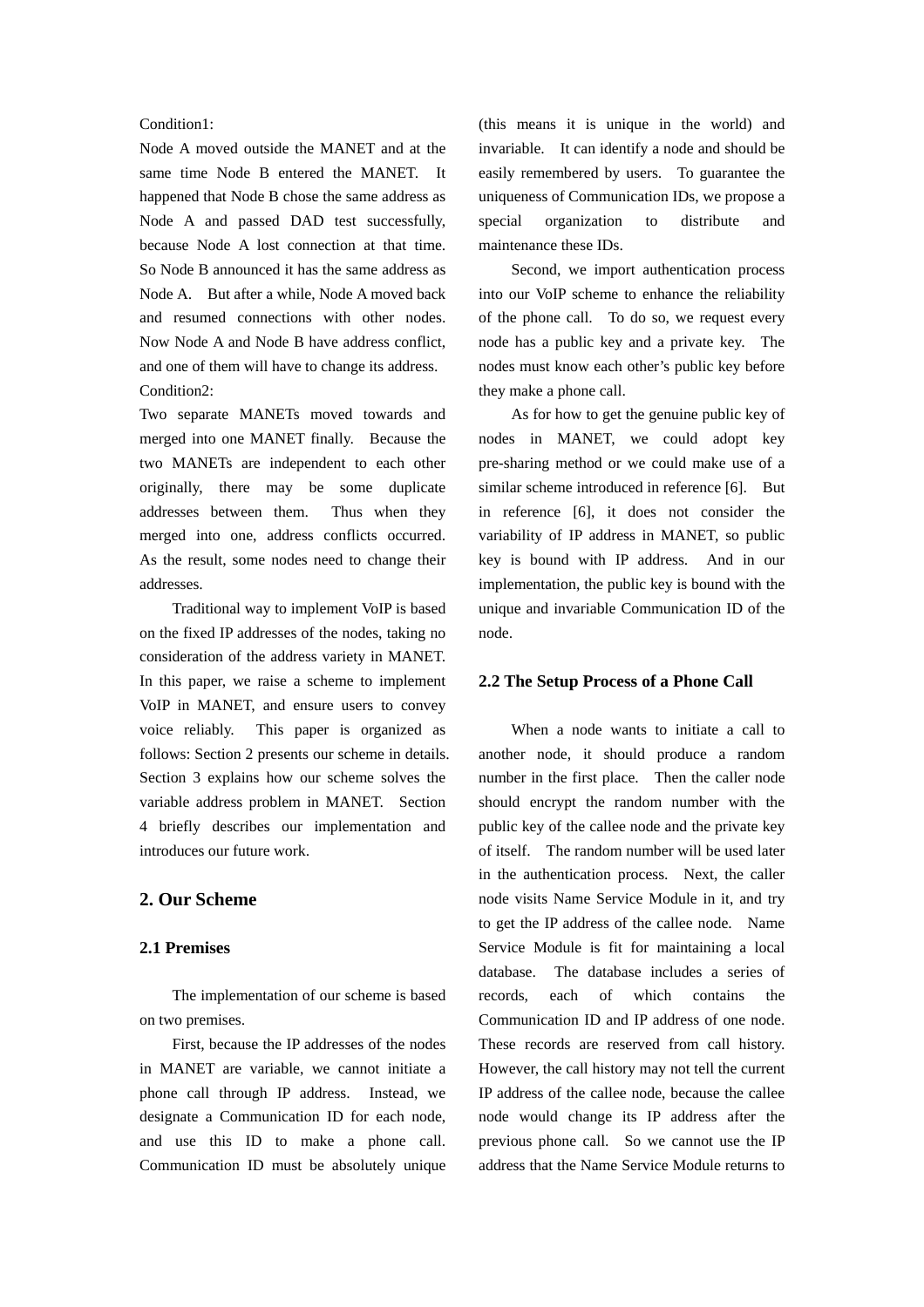Condition1:

Node A moved outside the MANET and at the same time Node B entered the MANET. It happened that Node B chose the same address as Node A and passed DAD test successfully, because Node A lost connection at that time. So Node B announced it has the same address as Node A. But after a while, Node A moved back and resumed connections with other nodes. Now Node A and Node B have address conflict, and one of them will have to change its address.

Condition2:

Two separate MANETs moved towards and merged into one MANET finally. Because the two MANETs are independent to each other originally, there may be some duplicate addresses between them. Thus when they merged into one, address conflicts occurred. As the result, some nodes need to change their addresses.

Traditional way to implement VoIP is based on the fixed IP addresses of the nodes, taking no consideration of the address variety in MANET. In this paper, we raise a scheme to implement VoIP in MANET, and ensure users to convey voice reliably. This paper is organized as follows: Section 2 presents our scheme in details. Section 3 explains how our scheme solves the variable address problem in MANET. Section 4 briefly describes our implementation and introduces our future work.

## 2. Our Scheme

### 2.1 Premises

The implementation of our scheme is based on two premises.

First, because the IP addresses of the nodes in MANET are variable, we cannot initiate a phone call through IP address. Instead, we designate a Communication ID for each node, and use this ID to make a phone call. Communication ID must be absolutely unique (this means it is unique in the world) and invariable. It can identify a node and should be easily remembered by users. To guarantee the uniqueness of Communication IDs, we propose a special organization to distribute and maintenance these IDs.

Second, we import authentication process into our VoIP scheme to enhance the reliability of the phone call. To do so, we request every node has a public key and a private key. The nodes must know each other's public key before they make a phone call.

As for how to get the genuine public key of nodes in MANET, we could adopt key pre-sharing method or we could make use of a similar scheme introduced in reference [6]. But in reference [6], it does not consider the variability of IP address in MANET, so public key is bound with IP address. And in our implementation, the public key is bound with the unique and invariable Communication ID of the node.

### 2.2 The Setup Process of a Phone Call

When a node wants to initiate a call to another node, it should produce a random number in the first place. Then the caller node should encrypt the random number with the public key of the callee node and the private key of itself. The random number will be used later in the authentication process. Next, the caller node visits Name Service Module in it, and try to get the IP address of the callee node. Name Service Module is fit for maintaining a local database. The database includes a series of records, each of which contains the Communication ID and IP address of one node. These records are reserved from call history. However, the call history may not tell the current IP address of the callee node, because the callee node would change its IP address after the previous phone call. So we cannot use the IP address that the Name Service Module returns to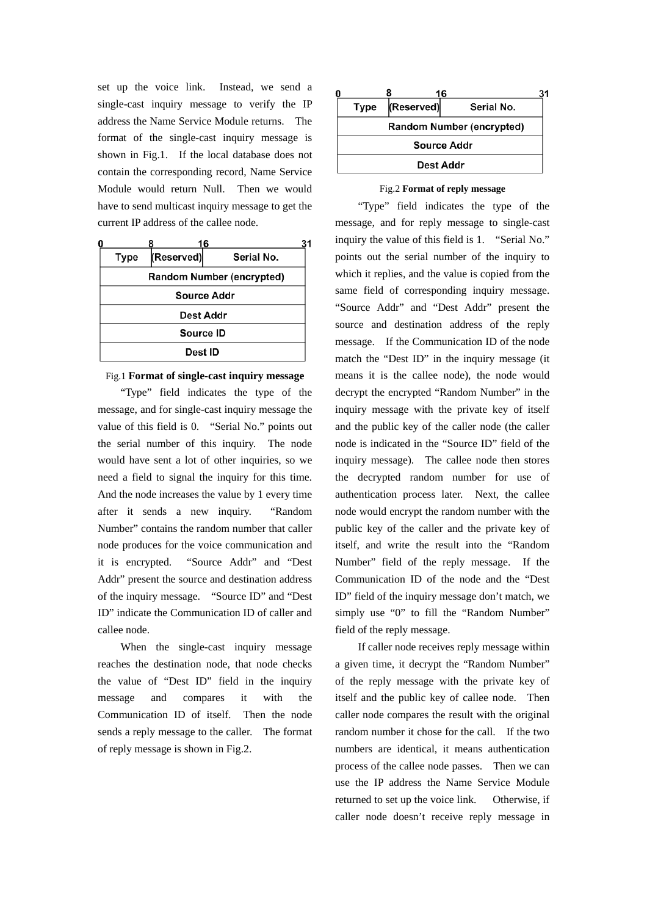set up the voice link. Instead, we send a single-cast inquiry message to verify the IP address the Name Service Module returns. The format of the single-cast inquiry message is shown in Fig.1. If the local database does not contain the corresponding record, Name Service Module would return Null. Then we would have to send multicast inquiry message to get the current IP address of the callee node.

| 0 Type 8 | (Reserved) 16 | Serial No. 31 |
|---|---|---|
| Random Number (encrypted) | | |
| Source Addr | | |
| Dest Addr | | |
| Source ID | | |
| Dest ID | | |

Fig.1 **Format of single-cast inquiry message**

"Type" field indicates the type of the message, and for single-cast inquiry message the value of this field is 0. "Serial No." points out the serial number of this inquiry. The node would have sent a lot of other inquiries, so we need a field to signal the inquiry for this time. And the node increases the value by 1 every time after it sends a new inquiry. "Random Number" contains the random number that caller node produces for the voice communication and it is encrypted. "Source Addr" and "Dest Addr" present the source and destination address of the inquiry message. "Source ID" and "Dest ID" indicate the Communication ID of caller and callee node.

When the single-cast inquiry message reaches the destination node, that node checks the value of "Dest ID" field in the inquiry message and compares it with the Communication ID of itself. Then the node sends a reply message to the caller. The format of reply message is shown in Fig.2.

| 0 Type 8 | (Reserved) 16 | Serial No. 31 |
|---|---|---|
| Random Number (encrypted) | | |
| Source Addr | | |
| Dest Addr | | |

Fig.2 **Format of reply message**

"Type" field indicates the type of the message, and for reply message to single-cast inquiry the value of this field is 1. "Serial No." points out the serial number of the inquiry to which it replies, and the value is copied from the same field of corresponding inquiry message. "Source Addr" and "Dest Addr" present the source and destination address of the reply message. If the Communication ID of the node match the "Dest ID" in the inquiry message (it means it is the callee node), the node would decrypt the encrypted "Random Number" in the inquiry message with the private key of itself and the public key of the caller node (the caller node is indicated in the "Source ID" field of the inquiry message). The callee node then stores the decrypted random number for use of authentication process later. Next, the callee node would encrypt the random number with the public key of the caller and the private key of itself, and write the result into the "Random Number" field of the reply message. If the Communication ID of the node and the "Dest ID" field of the inquiry message don't match, we simply use "0" to fill the "Random Number" field of the reply message.

If caller node receives reply message within a given time, it decrypt the "Random Number" of the reply message with the private key of itself and the public key of callee node. Then caller node compares the result with the original random number it chose for the call. If the two numbers are identical, it means authentication process of the callee node passes. Then we can use the IP address the Name Service Module returned to set up the voice link. Otherwise, if caller node doesn't receive reply message in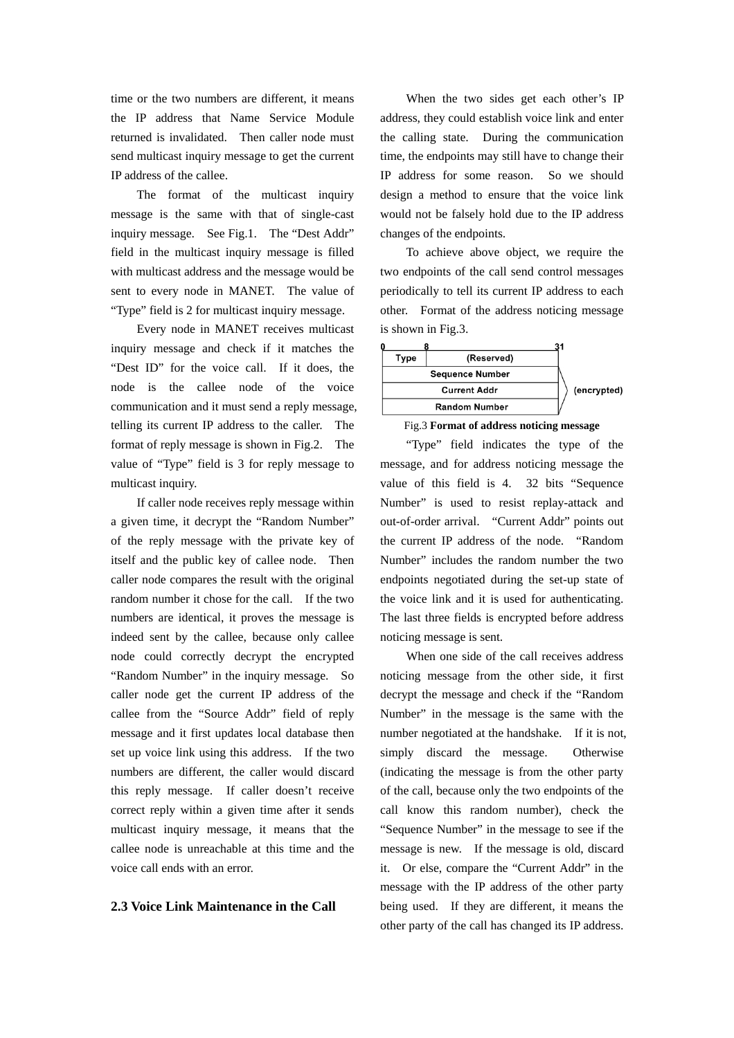time or the two numbers are different, it means the IP address that Name Service Module returned is invalidated. Then caller node must send multicast inquiry message to get the current IP address of the callee.

The format of the multicast inquiry message is the same with that of single-cast inquiry message. See Fig.1. The "Dest Addr" field in the multicast inquiry message is filled with multicast address and the message would be sent to every node in MANET. The value of "Type" field is 2 for multicast inquiry message.

Every node in MANET receives multicast inquiry message and check if it matches the "Dest ID" for the voice call. If it does, the node is the callee node of the voice communication and it must send a reply message, telling its current IP address to the caller. The format of reply message is shown in Fig.2. The value of "Type" field is 3 for reply message to multicast inquiry.

If caller node receives reply message within a given time, it decrypt the "Random Number" of the reply message with the private key of itself and the public key of callee node. Then caller node compares the result with the original random number it chose for the call. If the two numbers are identical, it proves the message is indeed sent by the callee, because only callee node could correctly decrypt the encrypted "Random Number" in the inquiry message. So caller node get the current IP address of the callee from the "Source Addr" field of reply message and it first updates local database then set up voice link using this address. If the two numbers are different, the caller would discard this reply message. If caller doesn't receive correct reply within a given time after it sends multicast inquiry message, it means that the callee node is unreachable at this time and the voice call ends with an error.

## 2.3 Voice Link Maintenance in the Call

When the two sides get each other's IP address, they could establish voice link and enter the calling state. During the communication time, the endpoints may still have to change their IP address for some reason. So we should design a method to ensure that the voice link would not be falsely hold due to the IP address changes of the endpoints.

To achieve above object, we require the two endpoints of the call send control messages periodically to tell its current IP address to each other. Format of the address noticing message is shown in Fig.3.

| 0 &nbsp;&nbsp;&nbsp; Type | 8 &nbsp;&nbsp;&nbsp; (Reserved) &nbsp;&nbsp;&nbsp; 31 | |
|---|---|---|
| Sequence Number | | (encrypted) |
| Current Addr | | (encrypted) |
| Random Number | | (encrypted) |

Fig.3 **Format of address noticing message**

"Type" field indicates the type of the message, and for address noticing message the value of this field is 4. 32 bits "Sequence Number" is used to resist replay-attack and out-of-order arrival. "Current Addr" points out the current IP address of the node. "Random Number" includes the random number the two endpoints negotiated during the set-up state of the voice link and it is used for authenticating. The last three fields is encrypted before address noticing message is sent.

When one side of the call receives address noticing message from the other side, it first decrypt the message and check if the "Random Number" in the message is the same with the number negotiated at the handshake. If it is not, simply discard the message. Otherwise (indicating the message is from the other party of the call, because only the two endpoints of the call know this random number), check the "Sequence Number" in the message to see if the message is new. If the message is old, discard it. Or else, compare the "Current Addr" in the message with the IP address of the other party being used. If they are different, it means the other party of the call has changed its IP address.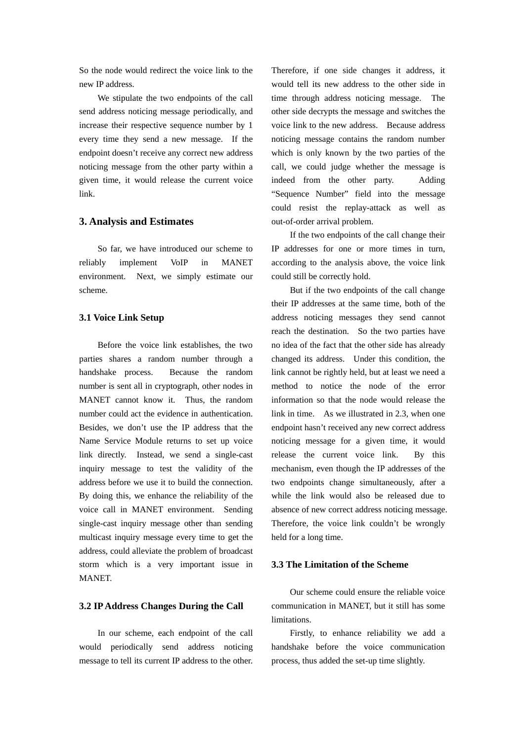So the node would redirect the voice link to the new IP address.

We stipulate the two endpoints of the call send address noticing message periodically, and increase their respective sequence number by 1 every time they send a new message. If the endpoint doesn't receive any correct new address noticing message from the other party within a given time, it would release the current voice link.

## 3. Analysis and Estimates

So far, we have introduced our scheme to reliably implement VoIP in MANET environment. Next, we simply estimate our scheme.

### 3.1 Voice Link Setup

Before the voice link establishes, the two parties shares a random number through a handshake process. Because the random number is sent all in cryptograph, other nodes in MANET cannot know it. Thus, the random number could act the evidence in authentication. Besides, we don't use the IP address that the Name Service Module returns to set up voice link directly. Instead, we send a single-cast inquiry message to test the validity of the address before we use it to build the connection. By doing this, we enhance the reliability of the voice call in MANET environment. Sending single-cast inquiry message other than sending multicast inquiry message every time to get the address, could alleviate the problem of broadcast storm which is a very important issue in MANET.

### 3.2 IP Address Changes During the Call

In our scheme, each endpoint of the call would periodically send address noticing message to tell its current IP address to the other. Therefore, if one side changes it address, it would tell its new address to the other side in time through address noticing message. The other side decrypts the message and switches the voice link to the new address. Because address noticing message contains the random number which is only known by the two parties of the call, we could judge whether the message is indeed from the other party. Adding "Sequence Number" field into the message could resist the replay-attack as well as out-of-order arrival problem.

If the two endpoints of the call change their IP addresses for one or more times in turn, according to the analysis above, the voice link could still be correctly hold.

But if the two endpoints of the call change their IP addresses at the same time, both of the address noticing messages they send cannot reach the destination. So the two parties have no idea of the fact that the other side has already changed its address. Under this condition, the link cannot be rightly held, but at least we need a method to notice the node of the error information so that the node would release the link in time. As we illustrated in 2.3, when one endpoint hasn't received any new correct address noticing message for a given time, it would release the current voice link. By this mechanism, even though the IP addresses of the two endpoints change simultaneously, after a while the link would also be released due to absence of new correct address noticing message. Therefore, the voice link couldn't be wrongly held for a long time.

### 3.3 The Limitation of the Scheme

Our scheme could ensure the reliable voice communication in MANET, but it still has some limitations.

Firstly, to enhance reliability we add a handshake before the voice communication process, thus added the set-up time slightly.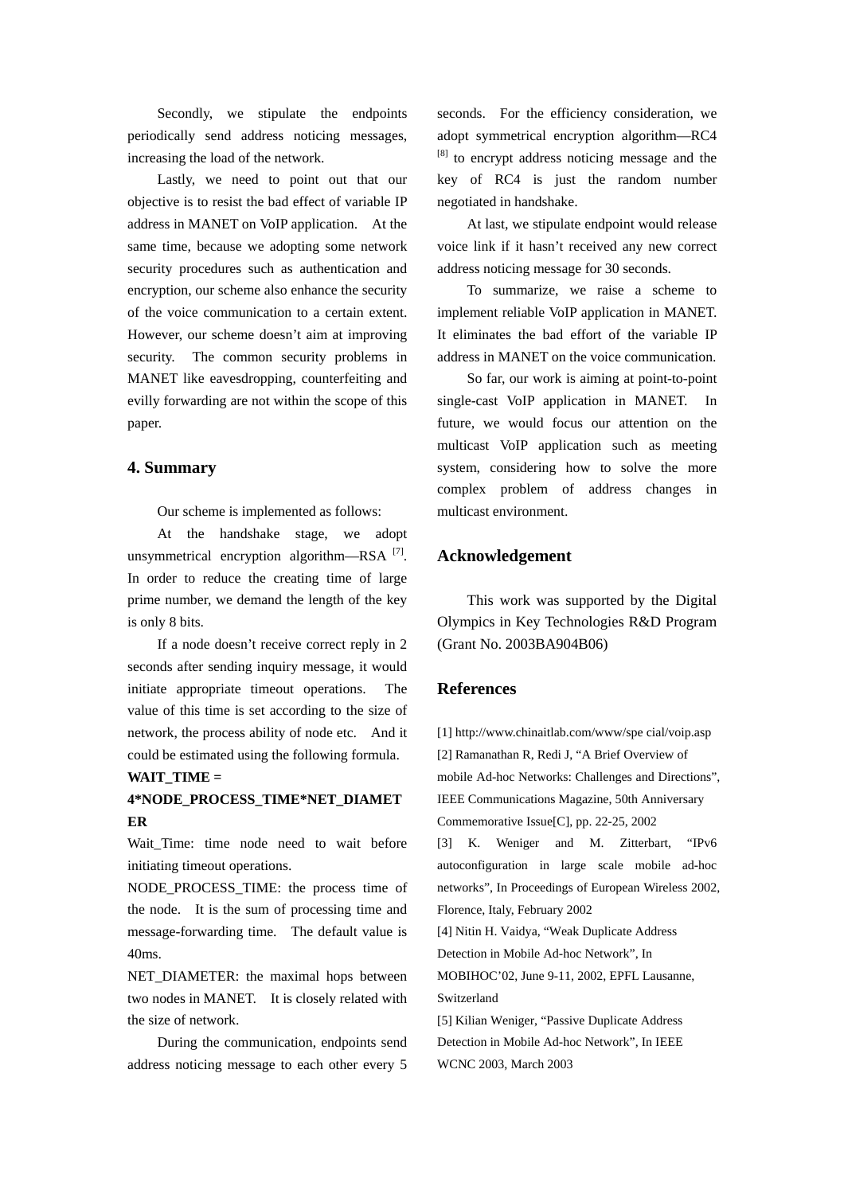Secondly, we stipulate the endpoints periodically send address noticing messages, increasing the load of the network.

Lastly, we need to point out that our objective is to resist the bad effect of variable IP address in MANET on VoIP application. At the same time, because we adopting some network security procedures such as authentication and encryption, our scheme also enhance the security of the voice communication to a certain extent. However, our scheme doesn't aim at improving security. The common security problems in MANET like eavesdropping, counterfeiting and evilly forwarding are not within the scope of this paper.

## 4. Summary

Our scheme is implemented as follows:

At the handshake stage, we adopt unsymmetrical encryption algorithm—RSA [7]. In order to reduce the creating time of large prime number, we demand the length of the key is only 8 bits.

If a node doesn't receive correct reply in 2 seconds after sending inquiry message, it would initiate appropriate timeout operations. The value of this time is set according to the size of network, the process ability of node etc. And it could be estimated using the following formula.

**WAIT_TIME = 4*NODE_PROCESS_TIME*NET_DIAMETER**

Wait_Time: time node need to wait before initiating timeout operations.

NODE_PROCESS_TIME: the process time of the node. It is the sum of processing time and message-forwarding time. The default value is 40ms.

NET_DIAMETER: the maximal hops between two nodes in MANET. It is closely related with the size of network.

During the communication, endpoints send address noticing message to each other every 5 seconds. For the efficiency consideration, we adopt symmetrical encryption algorithm—RC4 [8] to encrypt address noticing message and the key of RC4 is just the random number negotiated in handshake.

At last, we stipulate endpoint would release voice link if it hasn't received any new correct address noticing message for 30 seconds.

To summarize, we raise a scheme to implement reliable VoIP application in MANET. It eliminates the bad effort of the variable IP address in MANET on the voice communication.

So far, our work is aiming at point-to-point single-cast VoIP application in MANET. In future, we would focus our attention on the multicast VoIP application such as meeting system, considering how to solve the more complex problem of address changes in multicast environment.

## Acknowledgement

This work was supported by the Digital Olympics in Key Technologies R&D Program (Grant No. 2003BA904B06)

## References

[1] http://www.chinaitlab.com/www/spe cial/voip.asp

[2] Ramanathan R, Redi J, "A Brief Overview of mobile Ad-hoc Networks: Challenges and Directions", IEEE Communications Magazine, 50th Anniversary Commemorative Issue[C], pp. 22-25, 2002

[3] K. Weniger and M. Zitterbart, "IPv6 autoconfiguration in large scale mobile ad-hoc networks", In Proceedings of European Wireless 2002, Florence, Italy, February 2002

[4] Nitin H. Vaidya, "Weak Duplicate Address Detection in Mobile Ad-hoc Network", In MOBIHOC'02, June 9-11, 2002, EPFL Lausanne, Switzerland

[5] Kilian Weniger, "Passive Duplicate Address Detection in Mobile Ad-hoc Network", In IEEE WCNC 2003, March 2003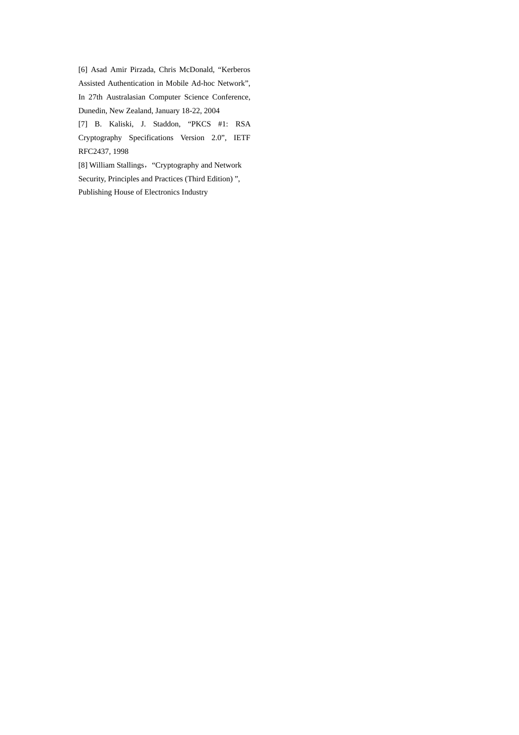[6] Asad Amir Pirzada, Chris McDonald, “Kerberos Assisted Authentication in Mobile Ad-hoc Network”, In 27th Australasian Computer Science Conference, Dunedin, New Zealand, January 18-22, 2004

[7] B. Kaliski, J. Staddon, “PKCS #1: RSA Cryptography Specifications Version 2.0”, IETF RFC2437, 1998

[8] William Stallings，“Cryptography and Network Security, Principles and Practices (Third Edition) ”, Publishing House of Electronics Industry